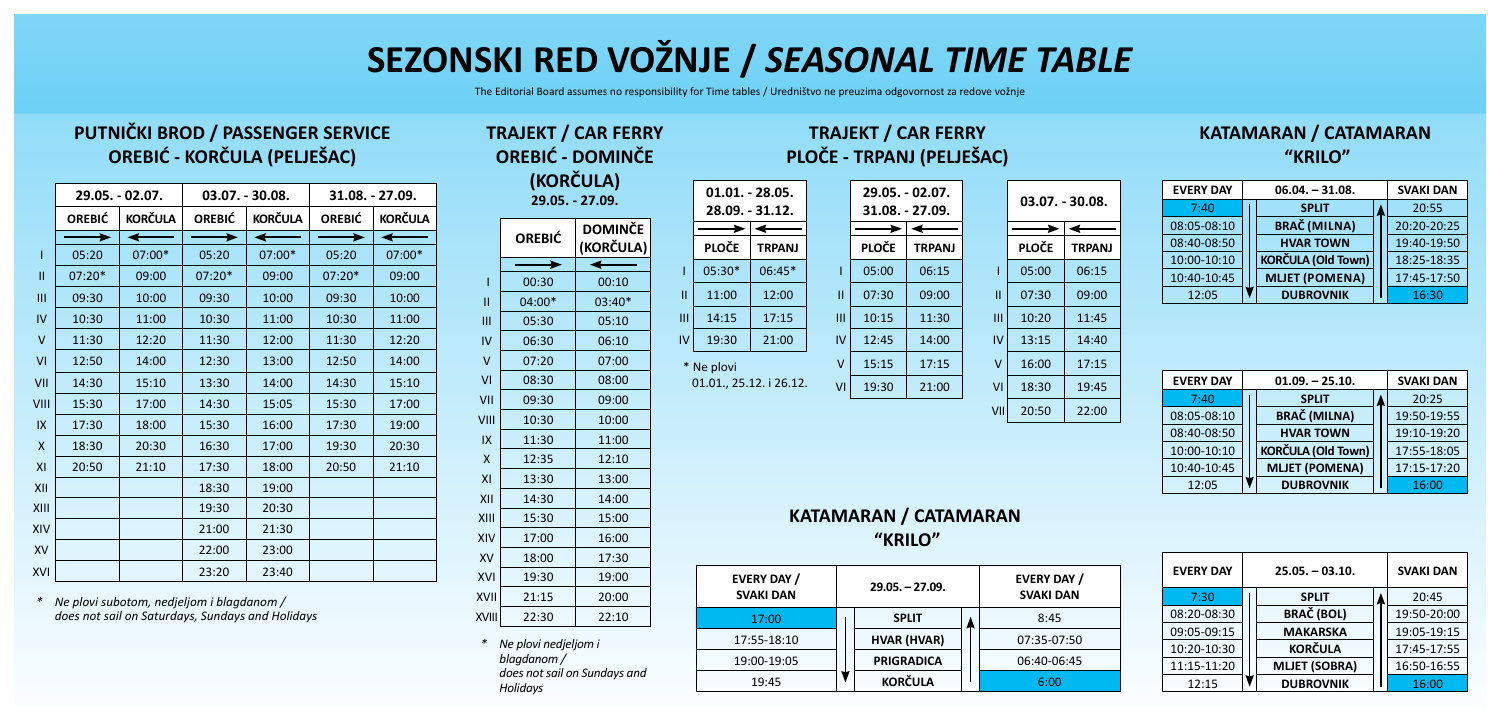# SEZONSKI RED VOŽNJE / *SEASONAL TIME TABLE*

The Editorial Board assumes no responsibility for Time tables / Uredništvo ne preuzima odgovornost za redove vožnje

## PUTNIČKI BROD / PASSENGER SERVICE OREBIĆ - KORČULA (PELJEŠAC)

| | 29.05. - 02.07. | | 03.07. - 30.08. | | 31.08. - 27.09. | |
|---|---|---|---|---|---|---|
| | OREBIĆ | KORČULA | OREBIĆ | KORČULA | OREBIĆ | KORČULA |
| | → | ← | → | ← | → | ← |
| I | 05:20 | 07:00* | 05:20 | 07:00* | 05:20 | 07:00* |
| II | 07:20* | 09:00 | 07:20* | 09:00 | 07:20* | 09:00 |
| III | 09:30 | 10:00 | 09:30 | 10:00 | 09:30 | 10:00 |
| IV | 10:30 | 11:00 | 10:30 | 11:00 | 10:30 | 11:00 |
| V | 11:30 | 12:20 | 11:30 | 12:00 | 11:30 | 12:20 |
| VI | 12:50 | 14:00 | 12:30 | 13:00 | 12:50 | 14:00 |
| VII | 14:30 | 15:10 | 13:30 | 14:00 | 14:30 | 15:10 |
| VIII | 15:30 | 17:00 | 14:30 | 15:05 | 15:30 | 17:00 |
| IX | 17:30 | 18:00 | 15:30 | 16:00 | 17:30 | 19:00 |
| X | 18:30 | 20:30 | 16:30 | 17:00 | 19:30 | 20:30 |
| XI | 20:50 | 21:10 | 17:30 | 18:00 | 20:50 | 21:10 |
| XII | | | 18:30 | 19:00 | | |
| XIII | | | 19:30 | 20:30 | | |
| XIV | | | 21:00 | 21:30 | | |
| XV | | | 22:00 | 23:00 | | |
| XVI | | | 23:20 | 23:40 | | |

*\* Ne plovi subotom, nedjeljom i blagdanom / does not sail on Saturdays, Sundays and Holidays*

## TRAJEKT / CAR FERRY OREBIĆ - DOMINČE (KORČULA)

29.05. - 27.09.

| | OREBIĆ | DOMINČE (KORČULA) |
|---|---|---|
| | → | ← |
| I | 00:30 | 00:10 |
| II | 04:00* | 03:40* |
| III | 05:30 | 05:10 |
| IV | 06:30 | 06:10 |
| V | 07:20 | 07:00 |
| VI | 08:30 | 08:00 |
| VII | 09:30 | 09:00 |
| VIII | 10:30 | 10:00 |
| IX | 11:30 | 11:00 |
| X | 12:35 | 12:10 |
| XI | 13:30 | 13:00 |
| XII | 14:30 | 14:00 |
| XIII | 15:30 | 15:00 |
| XIV | 17:00 | 16:00 |
| XV | 18:00 | 17:30 |
| XVI | 19:30 | 19:00 |
| XVII | 21:15 | 20:00 |
| XVIII | 22:30 | 22:10 |

*\* Ne plovi nedjeljom i blagdanom / does not sail on Sundays and Holidays*

## TRAJEKT / CAR FERRY PLOČE - TRPANJ (PELJEŠAC)

01.01. - 28.05. / 28.09. - 31.12.

| | PLOČE | TRPANJ |
|---|---|---|
| | → | ← |
| I | 05:30* | 06:45* |
| II | 11:00 | 12:00 |
| III | 14:15 | 17:15 |
| IV | 19:30 | 21:00 |

\* Ne plovi 01.01., 25.12. i 26.12.

29.05. - 02.07. / 31.08. - 27.09.

| | PLOČE | TRPANJ |
|---|---|---|
| | → | ← |
| I | 05:00 | 06:15 |
| II | 07:30 | 09:00 |
| III | 10:15 | 11:30 |
| IV | 12:45 | 14:00 |
| V | 15:15 | 17:15 |
| VI | 19:30 | 21:00 |

03.07. - 30.08.

| | PLOČE | TRPANJ |
|---|---|---|
| | → | ← |
| I | 05:00 | 06:15 |
| II | 07:30 | 09:00 |
| III | 10:20 | 11:45 |
| IV | 13:15 | 14:40 |
| V | 16:00 | 17:15 |
| VI | 18:30 | 19:45 |
| VII | 20:50 | 22:00 |

## KATAMARAN / CATAMARAN "KRILO"

| EVERY DAY / SVAKI DAN | 29.05. – 27.09. | EVERY DAY / SVAKI DAN |
|---|---|---|
| 17:00 | SPLIT | 8:45 |
| 17:55-18:10 | HVAR (HVAR) | 07:35-07:50 |
| 19:00-19:05 | PRIGRADICA | 06:40-06:45 |
| 19:45 | KORČULA | 6:00 |

## KATAMARAN / CATAMARAN "KRILO"

| EVERY DAY | 06.04. – 31.08. | SVAKI DAN |
|---|---|---|
| 7:40 | SPLIT | 20:55 |
| 08:05-08:10 | BRAČ (MILNA) | 20:20-20:25 |
| 08:40-08:50 | HVAR TOWN | 19:40-19:50 |
| 10:00-10:10 | KORČULA (Old Town) | 18:25-18:35 |
| 10:40-10:45 | MLJET (POMENA) | 17:45-17:50 |
| 12:05 | DUBROVNIK | 16:30 |

| EVERY DAY | 01.09. – 25.10. | SVAKI DAN |
|---|---|---|
| 7:40 | SPLIT | 20:25 |
| 08:05-08:10 | BRAČ (MILNA) | 19:50-19:55 |
| 08:40-08:50 | HVAR TOWN | 19:10-19:20 |
| 10:00-10:10 | KORČULA (Old Town) | 17:55-18:05 |
| 10:40-10:45 | MLJET (POMENA) | 17:15-17:20 |
| 12:05 | DUBROVNIK | 16:00 |

| EVERY DAY | 25.05. – 03.10. | SVAKI DAN |
|---|---|---|
| 7:30 | SPLIT | 20:45 |
| 08:20-08:30 | BRAČ (BOL) | 19:50-20:00 |
| 09:05-09:15 | MAKARSKA | 19:05-19:15 |
| 10:20-10:30 | KORČULA | 17:45-17:55 |
| 11:15-11:20 | MLJET (SOBRA) | 16:50-16:55 |
| 12:15 | DUBROVNIK | 16:00 |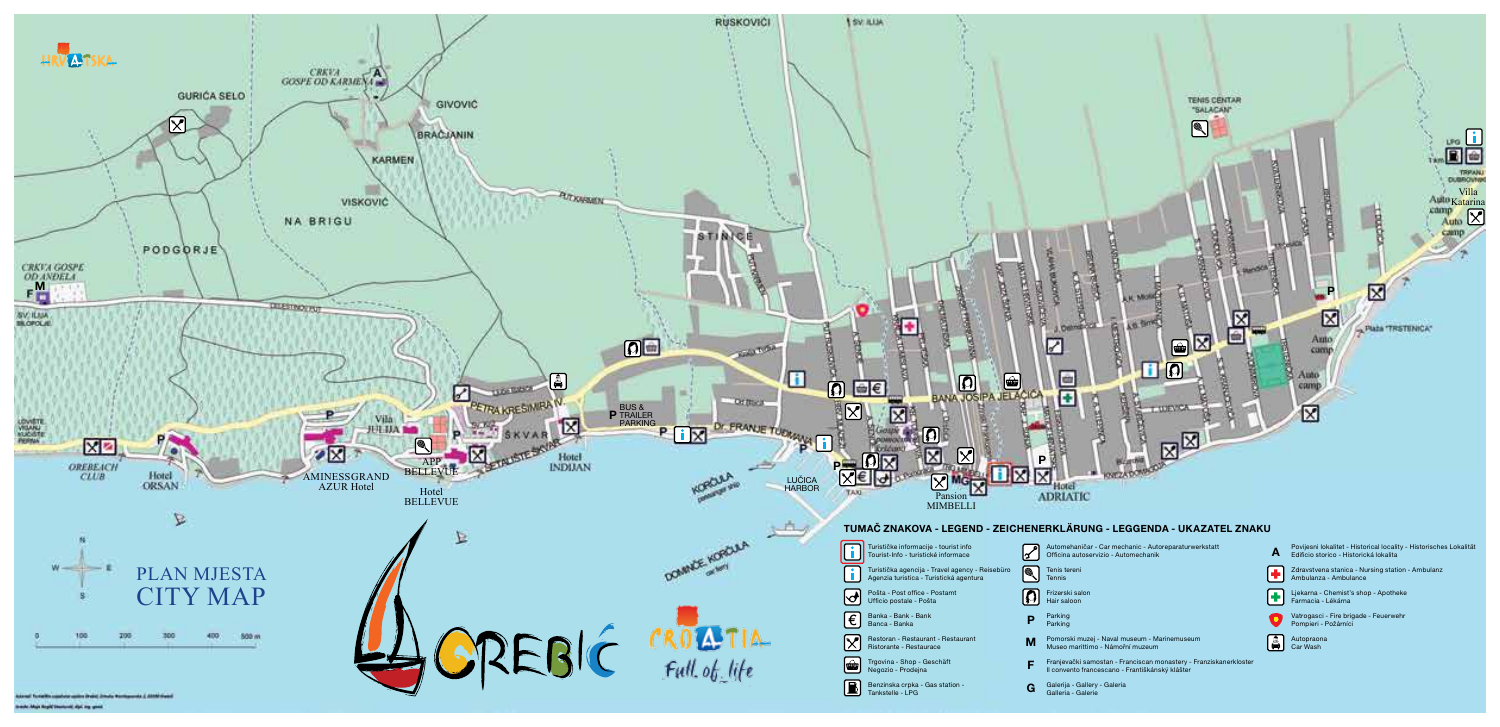# PLAN MJESTA
# CITY MAP

## TUMAČ ZNAKOVA - LEGEND - ZEICHENERKLÄRUNG - LEGGENDA - UKAZATEL ZNAKU

- Turističke informacije - tourist info
  Tourist-Info - turistické informace
- Turistička agencija - Travel agency - Reisebüro
  Agenzia turistica - Turistická agentura
- Pošta - Post office - Postamt
  Ufficio postale - Pošta
- Banka - Bank - Bank
  Banca - Banka
- Restoran - Restaurant - Restaurant
  Ristorante - Restaurace
- Trgovina - Shop - Geschäft
  Negozio - Prodejna
- Benzinska crpka - Gas station -
  Tankstelle - LPG
- Automehaničar - Car mechanic - Autoreparaturwerkstatt
  Officina autoservizio - Automechanik
- Tenis tereni
  Tennis
- Frizerski salon
  Hair saloon
- P Parking
  Parking
- M Pomorski muzej - Naval museum - Marinemuseum
  Museo marittimo - Námořní muzeum
- F Franjevački samostan - Franciscan monastery - Franziskanerkloster
  Il convento francescano - Františkánský klášter
- G Galerija - Gallery - Galeria
  Galleria - Galerie
- A Povijesni lokalitet - Historical locality - Historisches Lokalität
  Edificio storico - Historická lokalita
- Zdravstvena stanica - Nursing station - Ambulanz
  Ambulanza - Ambulance
- Ljekarna - Chemist's shop - Apotheke
  Farmacia - Lékárna
- Vatrogasci - Fire brigade - Feuerwehr
  Pompieri - Požárníci
- Autopraona
  Car Wash

0 100 200 300 400 500 m

OREBIĆ

CROATIA
Full of life

HRVATSKA